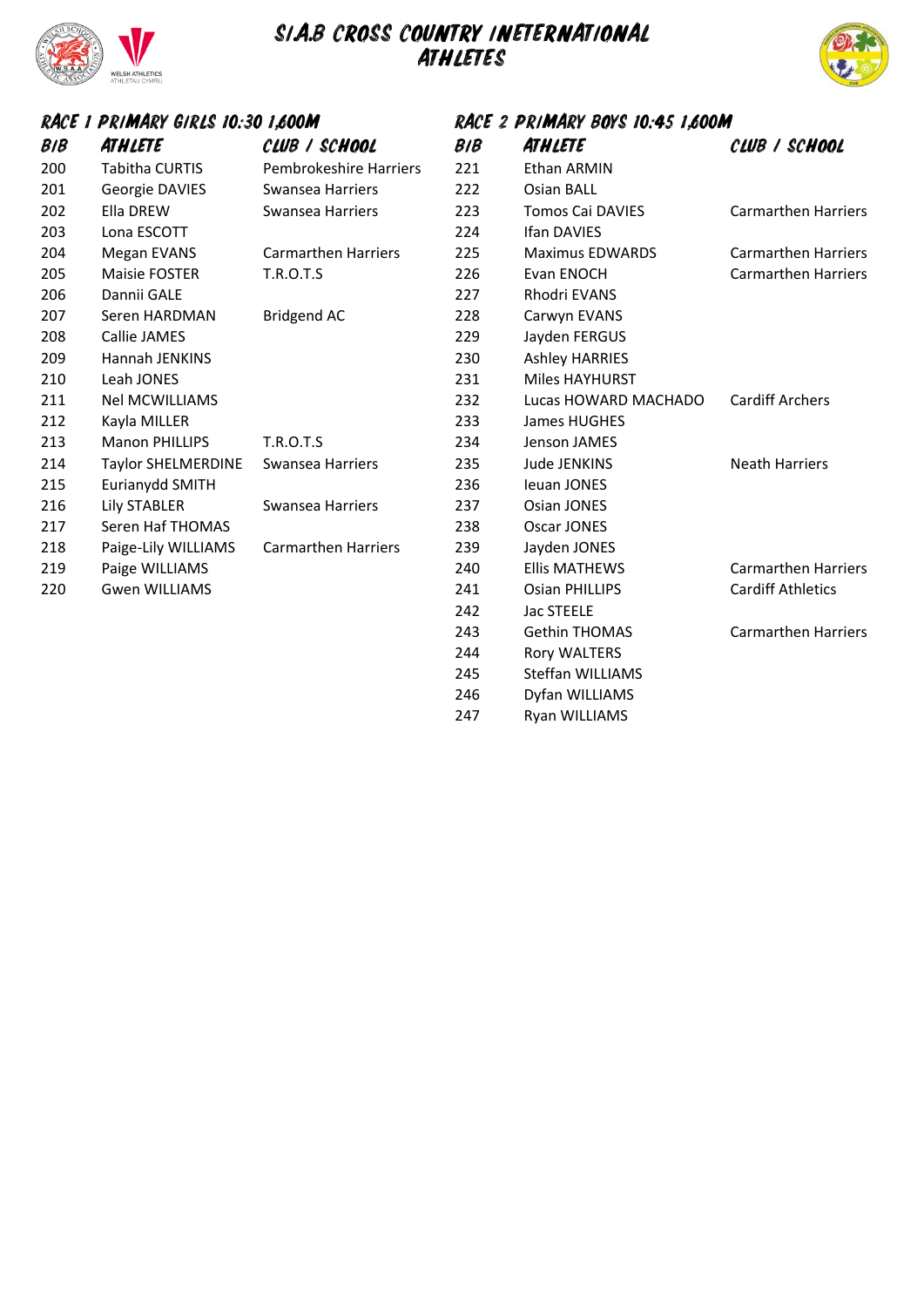# SIAB CROSS COUNTRY INETERNATIONAL ATHLETES

## RACE 1 PRIMARY GIRLS 10:30 1,600M

| BIB | ATHLETE | CLUB / SCHOOL |
|---|---|---|
| 200 | Tabitha CURTIS | Pembrokeshire Harriers |
| 201 | Georgie DAVIES | Swansea Harriers |
| 202 | Ella DREW | Swansea Harriers |
| 203 | Lona ESCOTT | |
| 204 | Megan EVANS | Carmarthen Harriers |
| 205 | Maisie FOSTER | T.R.O.T.S |
| 206 | Dannii GALE | |
| 207 | Seren HARDMAN | Bridgend AC |
| 208 | Callie JAMES | |
| 209 | Hannah JENKINS | |
| 210 | Leah JONES | |
| 211 | Nel MCWILLIAMS | |
| 212 | Kayla MILLER | |
| 213 | Manon PHILLIPS | T.R.O.T.S |
| 214 | Taylor SHELMERDINE | Swansea Harriers |
| 215 | Eurianydd SMITH | |
| 216 | Lily STABLER | Swansea Harriers |
| 217 | Seren Haf THOMAS | |
| 218 | Paige-Lily WILLIAMS | Carmarthen Harriers |
| 219 | Paige WILLIAMS | |
| 220 | Gwen WILLIAMS | |

## RACE 2 PRIMARY BOYS 10:45 1,600M

| BIB | ATHLETE | CLUB / SCHOOL |
|---|---|---|
| 221 | Ethan ARMIN | |
| 222 | Osian BALL | |
| 223 | Tomos Cai DAVIES | Carmarthen Harriers |
| 224 | Ifan DAVIES | |
| 225 | Maximus EDWARDS | Carmarthen Harriers |
| 226 | Evan ENOCH | Carmarthen Harriers |
| 227 | Rhodri EVANS | |
| 228 | Carwyn EVANS | |
| 229 | Jayden FERGUS | |
| 230 | Ashley HARRIES | |
| 231 | Miles HAYHURST | |
| 232 | Lucas HOWARD MACHADO | Cardiff Archers |
| 233 | James HUGHES | |
| 234 | Jenson JAMES | |
| 235 | Jude JENKINS | Neath Harriers |
| 236 | Ieuan JONES | |
| 237 | Osian JONES | |
| 238 | Oscar JONES | |
| 239 | Jayden JONES | |
| 240 | Ellis MATHEWS | Carmarthen Harriers |
| 241 | Osian PHILLIPS | Cardiff Athletics |
| 242 | Jac STEELE | |
| 243 | Gethin THOMAS | Carmarthen Harriers |
| 244 | Rory WALTERS | |
| 245 | Steffan WILLIAMS | |
| 246 | Dyfan WILLIAMS | |
| 247 | Ryan WILLIAMS | |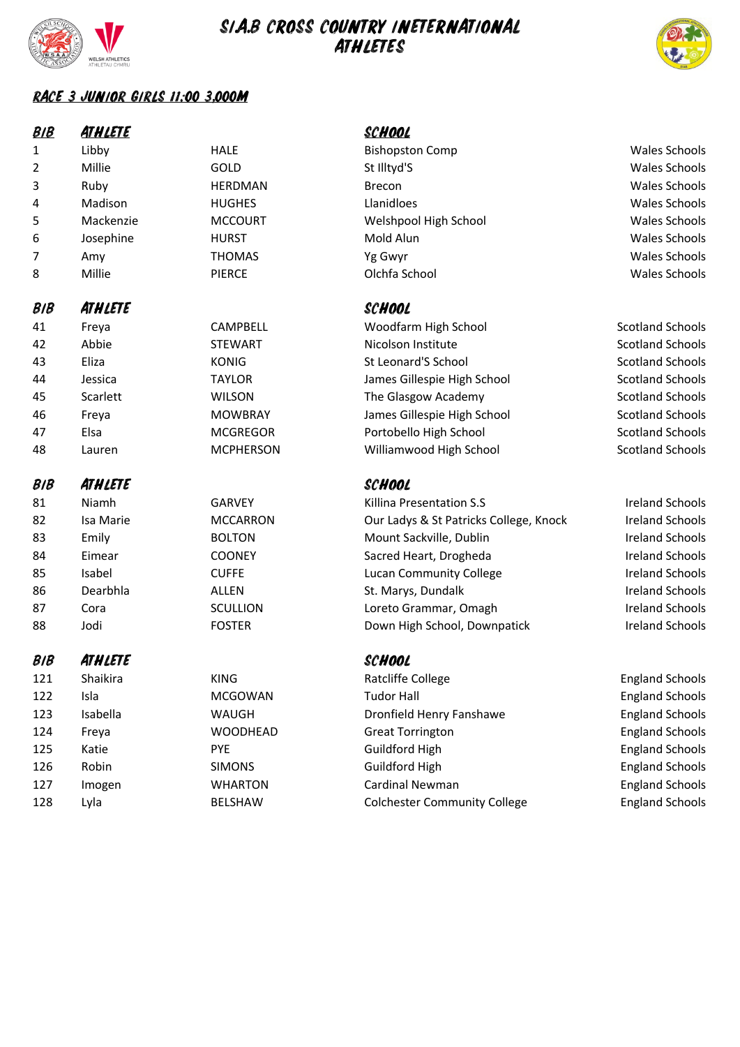# S.I.A.B CROSS COUNTRY INETERNATIONAL ATHLETES

## RACE 3 JUNIOR GIRLS 11:00 3,000M

| BIB | ATHLETE | | SCHOOL | |
|---|---|---|---|---|
| 1 | Libby | HALE | Bishopston Comp | Wales Schools |
| 2 | Millie | GOLD | St Illtyd'S | Wales Schools |
| 3 | Ruby | HERDMAN | Brecon | Wales Schools |
| 4 | Madison | HUGHES | Llanidloes | Wales Schools |
| 5 | Mackenzie | MCCOURT | Welshpool High School | Wales Schools |
| 6 | Josephine | HURST | Mold Alun | Wales Schools |
| 7 | Amy | THOMAS | Yg Gwyr | Wales Schools |
| 8 | Millie | PIERCE | Olchfa School | Wales Schools |

| BIB | ATHLETE | | SCHOOL | |
|---|---|---|---|---|
| 41 | Freya | CAMPBELL | Woodfarm High School | Scotland Schools |
| 42 | Abbie | STEWART | Nicolson Institute | Scotland Schools |
| 43 | Eliza | KONIG | St Leonard'S School | Scotland Schools |
| 44 | Jessica | TAYLOR | James Gillespie High School | Scotland Schools |
| 45 | Scarlett | WILSON | The Glasgow Academy | Scotland Schools |
| 46 | Freya | MOWBRAY | James Gillespie High School | Scotland Schools |
| 47 | Elsa | MCGREGOR | Portobello High School | Scotland Schools |
| 48 | Lauren | MCPHERSON | Williamwood High School | Scotland Schools |

| BIB | ATHLETE | | SCHOOL | |
|---|---|---|---|---|
| 81 | Niamh | GARVEY | Killina Presentation S.S | Ireland Schools |
| 82 | Isa Marie | MCCARRON | Our Ladys & St Patricks College, Knock | Ireland Schools |
| 83 | Emily | BOLTON | Mount Sackville, Dublin | Ireland Schools |
| 84 | Eimear | COONEY | Sacred Heart, Drogheda | Ireland Schools |
| 85 | Isabel | CUFFE | Lucan Community College | Ireland Schools |
| 86 | Dearbhla | ALLEN | St. Marys, Dundalk | Ireland Schools |
| 87 | Cora | SCULLION | Loreto Grammar, Omagh | Ireland Schools |
| 88 | Jodi | FOSTER | Down High School, Downpatick | Ireland Schools |

| BIB | ATHLETE | | SCHOOL | |
|---|---|---|---|---|
| 121 | Shaikira | KING | Ratcliffe College | England Schools |
| 122 | Isla | MCGOWAN | Tudor Hall | England Schools |
| 123 | Isabella | WAUGH | Dronfield Henry Fanshawe | England Schools |
| 124 | Freya | WOODHEAD | Great Torrington | England Schools |
| 125 | Katie | PYE | Guildford High | England Schools |
| 126 | Robin | SIMONS | Guildford High | England Schools |
| 127 | Imogen | WHARTON | Cardinal Newman | England Schools |
| 128 | Lyla | BELSHAW | Colchester Community College | England Schools |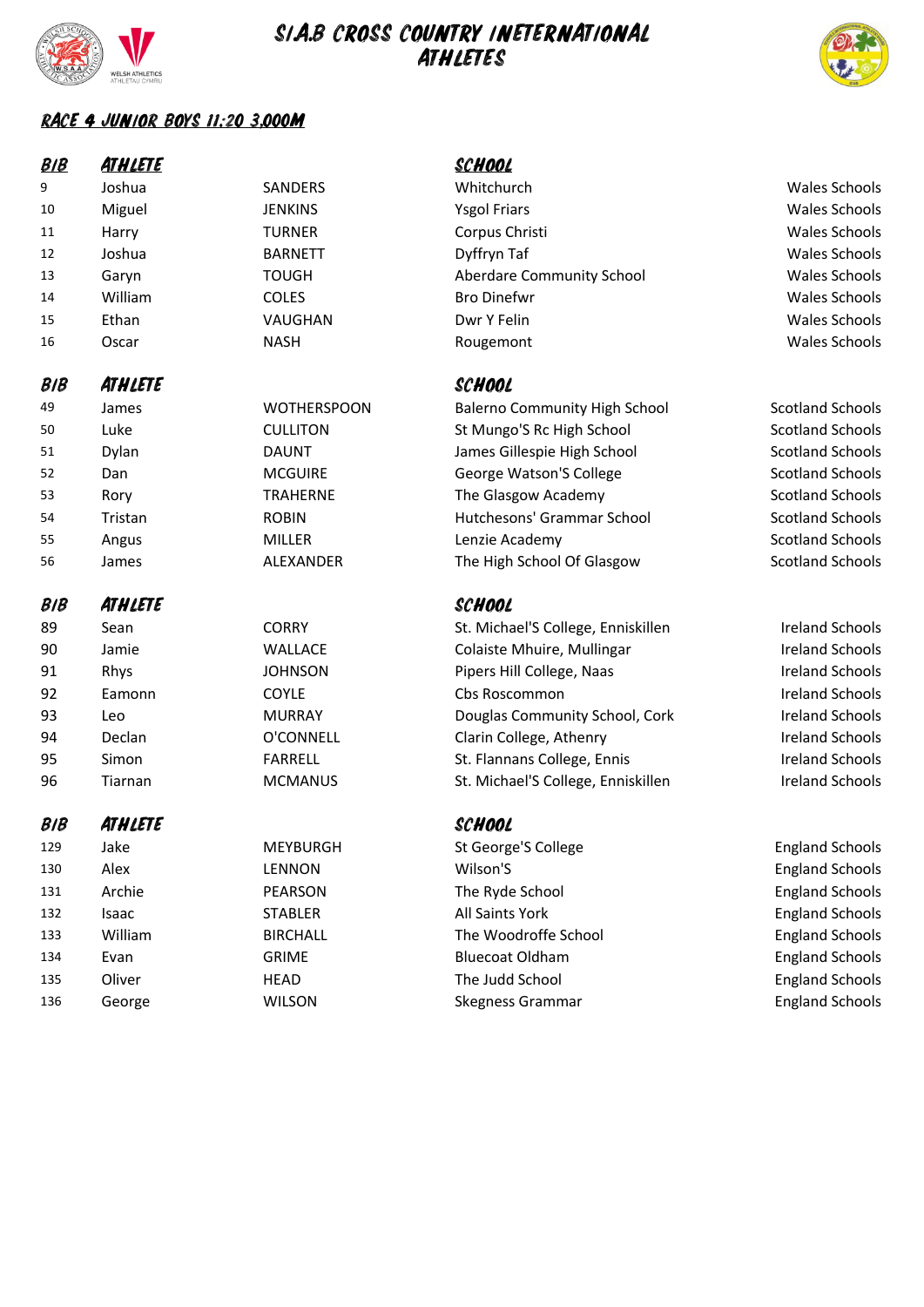# S.I.A.B CROSS COUNTRY INETERNATIONAL ATHLETES

## RACE 4 JUNIOR BOYS 11:20 3,000M

| BIB | ATHLETE | | SCHOOL | |
|---|---|---|---|---|
| 9 | Joshua | SANDERS | Whitchurch | Wales Schools |
| 10 | Miguel | JENKINS | Ysgol Friars | Wales Schools |
| 11 | Harry | TURNER | Corpus Christi | Wales Schools |
| 12 | Joshua | BARNETT | Dyffryn Taf | Wales Schools |
| 13 | Garyn | TOUGH | Aberdare Community School | Wales Schools |
| 14 | William | COLES | Bro Dinefwr | Wales Schools |
| 15 | Ethan | VAUGHAN | Dwr Y Felin | Wales Schools |
| 16 | Oscar | NASH | Rougemont | Wales Schools |

| BIB | ATHLETE | | SCHOOL | |
|---|---|---|---|---|
| 49 | James | WOTHERSPOON | Balerno Community High School | Scotland Schools |
| 50 | Luke | CULLITON | St Mungo'S Rc High School | Scotland Schools |
| 51 | Dylan | DAUNT | James Gillespie High School | Scotland Schools |
| 52 | Dan | MCGUIRE | George Watson'S College | Scotland Schools |
| 53 | Rory | TRAHERNE | The Glasgow Academy | Scotland Schools |
| 54 | Tristan | ROBIN | Hutchesons' Grammar School | Scotland Schools |
| 55 | Angus | MILLER | Lenzie Academy | Scotland Schools |
| 56 | James | ALEXANDER | The High School Of Glasgow | Scotland Schools |

| BIB | ATHLETE | | SCHOOL | |
|---|---|---|---|---|
| 89 | Sean | CORRY | St. Michael'S College, Enniskillen | Ireland Schools |
| 90 | Jamie | WALLACE | Colaiste Mhuire, Mullingar | Ireland Schools |
| 91 | Rhys | JOHNSON | Pipers Hill College, Naas | Ireland Schools |
| 92 | Eamonn | COYLE | Cbs Roscommon | Ireland Schools |
| 93 | Leo | MURRAY | Douglas Community School, Cork | Ireland Schools |
| 94 | Declan | O'CONNELL | Clarin College, Athenry | Ireland Schools |
| 95 | Simon | FARRELL | St. Flannans College, Ennis | Ireland Schools |
| 96 | Tiarnan | MCMANUS | St. Michael'S College, Enniskillen | Ireland Schools |

| BIB | ATHLETE | | SCHOOL | |
|---|---|---|---|---|
| 129 | Jake | MEYBURGH | St George'S College | England Schools |
| 130 | Alex | LENNON | Wilson'S | England Schools |
| 131 | Archie | PEARSON | The Ryde School | England Schools |
| 132 | Isaac | STABLER | All Saints York | England Schools |
| 133 | William | BIRCHALL | The Woodroffe School | England Schools |
| 134 | Evan | GRIME | Bluecoat Oldham | England Schools |
| 135 | Oliver | HEAD | The Judd School | England Schools |
| 136 | George | WILSON | Skegness Grammar | England Schools |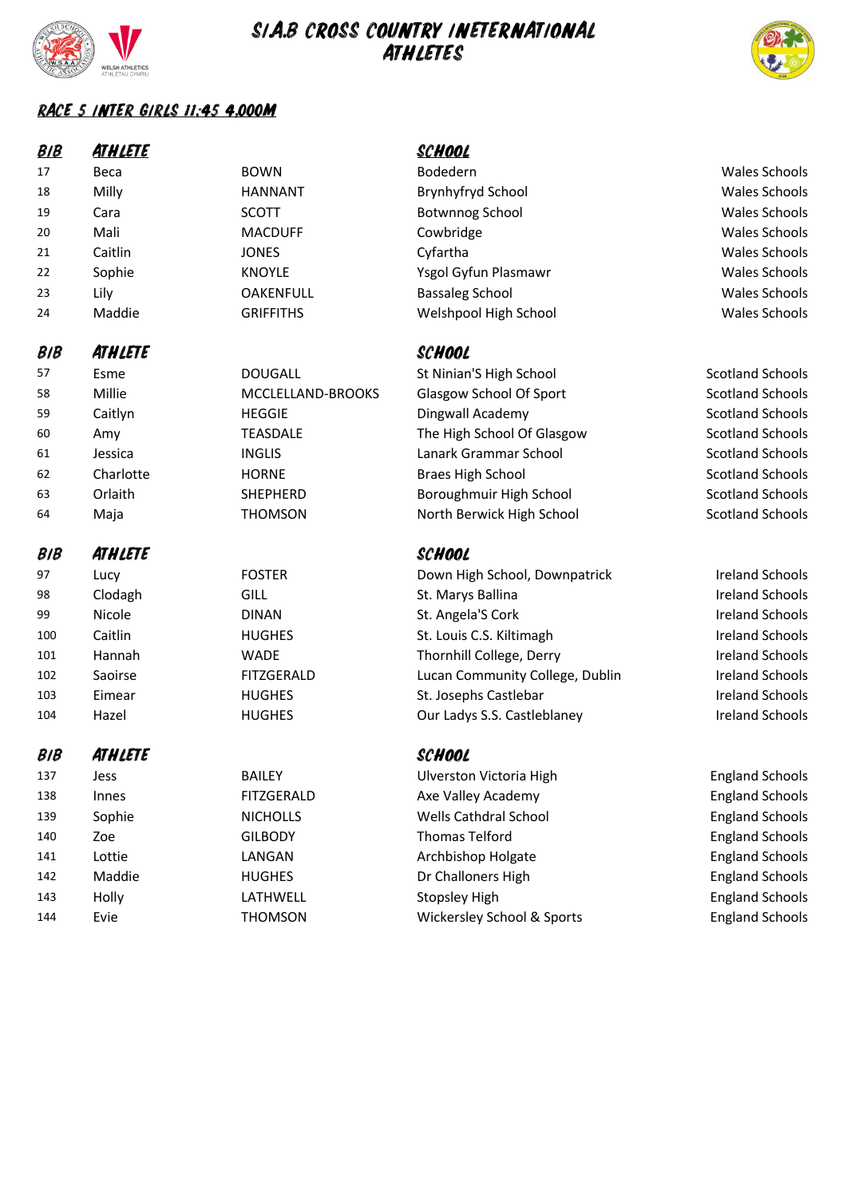# S.I.A.B CROSS COUNTRY INETERNATIONAL ATHLETES

## RACE 5 INTER GIRLS 11:45 4,000M

| BIB | ATHLETE | | SCHOOL | |
|---|---|---|---|---|
| 17 | Beca | BOWN | Bodedern | Wales Schools |
| 18 | Milly | HANNANT | Brynhyfryd School | Wales Schools |
| 19 | Cara | SCOTT | Botwnnog School | Wales Schools |
| 20 | Mali | MACDUFF | Cowbridge | Wales Schools |
| 21 | Caitlin | JONES | Cyfartha | Wales Schools |
| 22 | Sophie | KNOYLE | Ysgol Gyfun Plasmawr | Wales Schools |
| 23 | Lily | OAKENFULL | Bassaleg School | Wales Schools |
| 24 | Maddie | GRIFFITHS | Welshpool High School | Wales Schools |

| BIB | ATHLETE | | SCHOOL | |
|---|---|---|---|---|
| 57 | Esme | DOUGALL | St Ninian'S High School | Scotland Schools |
| 58 | Millie | MCCLELLAND-BROOKS | Glasgow School Of Sport | Scotland Schools |
| 59 | Caitlyn | HEGGIE | Dingwall Academy | Scotland Schools |
| 60 | Amy | TEASDALE | The High School Of Glasgow | Scotland Schools |
| 61 | Jessica | INGLIS | Lanark Grammar School | Scotland Schools |
| 62 | Charlotte | HORNE | Braes High School | Scotland Schools |
| 63 | Orlaith | SHEPHERD | Boroughmuir High School | Scotland Schools |
| 64 | Maja | THOMSON | North Berwick High School | Scotland Schools |

| BIB | ATHLETE | | SCHOOL | |
|---|---|---|---|---|
| 97 | Lucy | FOSTER | Down High School, Downpatrick | Ireland Schools |
| 98 | Clodagh | GILL | St. Marys Ballina | Ireland Schools |
| 99 | Nicole | DINAN | St. Angela'S Cork | Ireland Schools |
| 100 | Caitlin | HUGHES | St. Louis C.S. Kiltimagh | Ireland Schools |
| 101 | Hannah | WADE | Thornhill College, Derry | Ireland Schools |
| 102 | Saoirse | FITZGERALD | Lucan Community College, Dublin | Ireland Schools |
| 103 | Eimear | HUGHES | St. Josephs Castlebar | Ireland Schools |
| 104 | Hazel | HUGHES | Our Ladys S.S. Castleblaney | Ireland Schools |

| BIB | ATHLETE | | SCHOOL | |
|---|---|---|---|---|
| 137 | Jess | BAILEY | Ulverston Victoria High | England Schools |
| 138 | Innes | FITZGERALD | Axe Valley Academy | England Schools |
| 139 | Sophie | NICHOLLS | Wells Cathdral School | England Schools |
| 140 | Zoe | GILBODY | Thomas Telford | England Schools |
| 141 | Lottie | LANGAN | Archbishop Holgate | England Schools |
| 142 | Maddie | HUGHES | Dr Challoners High | England Schools |
| 143 | Holly | LATHWELL | Stopsley High | England Schools |
| 144 | Evie | THOMSON | Wickersley School & Sports | England Schools |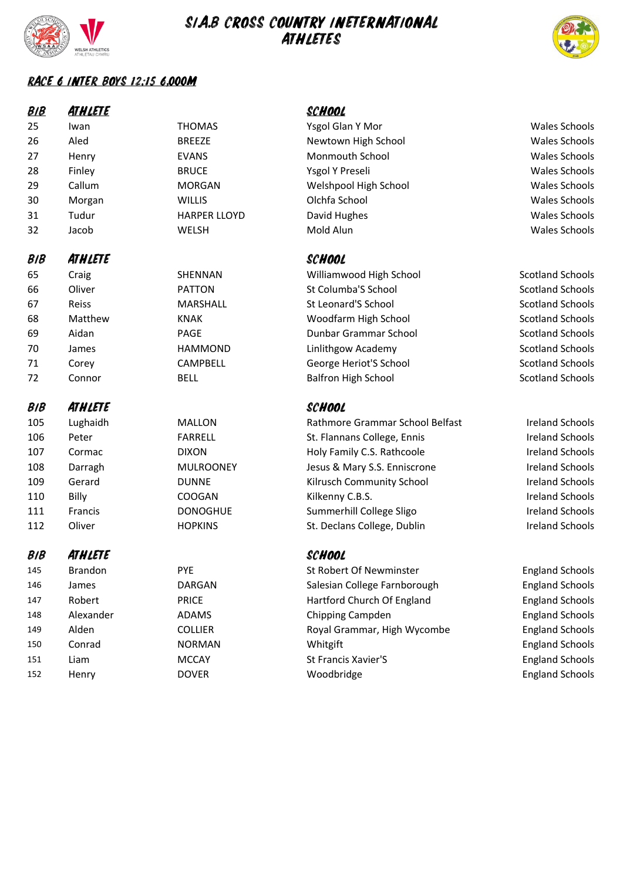# S.I.A.B CROSS COUNTRY INETERNATIONAL ATHLETES

## RACE 6 INTER BOYS 12:15 6,000M

| BIB | ATHLETE | | SCHOOL | |
|---|---|---|---|---|
| 25 | Iwan | THOMAS | Ysgol Glan Y Mor | Wales Schools |
| 26 | Aled | BREEZE | Newtown High School | Wales Schools |
| 27 | Henry | EVANS | Monmouth School | Wales Schools |
| 28 | Finley | BRUCE | Ysgol Y Preseli | Wales Schools |
| 29 | Callum | MORGAN | Welshpool High School | Wales Schools |
| 30 | Morgan | WILLIS | Olchfa School | Wales Schools |
| 31 | Tudur | HARPER LLOYD | David Hughes | Wales Schools |
| 32 | Jacob | WELSH | Mold Alun | Wales Schools |

| BIB | ATHLETE | | SCHOOL | |
|---|---|---|---|---|
| 65 | Craig | SHENNAN | Williamwood High School | Scotland Schools |
| 66 | Oliver | PATTON | St Columba'S School | Scotland Schools |
| 67 | Reiss | MARSHALL | St Leonard'S School | Scotland Schools |
| 68 | Matthew | KNAK | Woodfarm High School | Scotland Schools |
| 69 | Aidan | PAGE | Dunbar Grammar School | Scotland Schools |
| 70 | James | HAMMOND | Linlithgow Academy | Scotland Schools |
| 71 | Corey | CAMPBELL | George Heriot'S School | Scotland Schools |
| 72 | Connor | BELL | Balfron High School | Scotland Schools |

| BIB | ATHLETE | | SCHOOL | |
|---|---|---|---|---|
| 105 | Lughaidh | MALLON | Rathmore Grammar School Belfast | Ireland Schools |
| 106 | Peter | FARRELL | St. Flannans College, Ennis | Ireland Schools |
| 107 | Cormac | DIXON | Holy Family C.S. Rathcoole | Ireland Schools |
| 108 | Darragh | MULROONEY | Jesus & Mary S.S. Enniscrone | Ireland Schools |
| 109 | Gerard | DUNNE | Kilrusch Community School | Ireland Schools |
| 110 | Billy | COOGAN | Kilkenny C.B.S. | Ireland Schools |
| 111 | Francis | DONOGHUE | Summerhill College Sligo | Ireland Schools |
| 112 | Oliver | HOPKINS | St. Declans College, Dublin | Ireland Schools |

| BIB | ATHLETE | | SCHOOL | |
|---|---|---|---|---|
| 145 | Brandon | PYE | St Robert Of Newminster | England Schools |
| 146 | James | DARGAN | Salesian College Farnborough | England Schools |
| 147 | Robert | PRICE | Hartford Church Of England | England Schools |
| 148 | Alexander | ADAMS | Chipping Campden | England Schools |
| 149 | Alden | COLLIER | Royal Grammar, High Wycombe | England Schools |
| 150 | Conrad | NORMAN | Whitgift | England Schools |
| 151 | Liam | MCCAY | St Francis Xavier'S | England Schools |
| 152 | Henry | DOVER | Woodbridge | England Schools |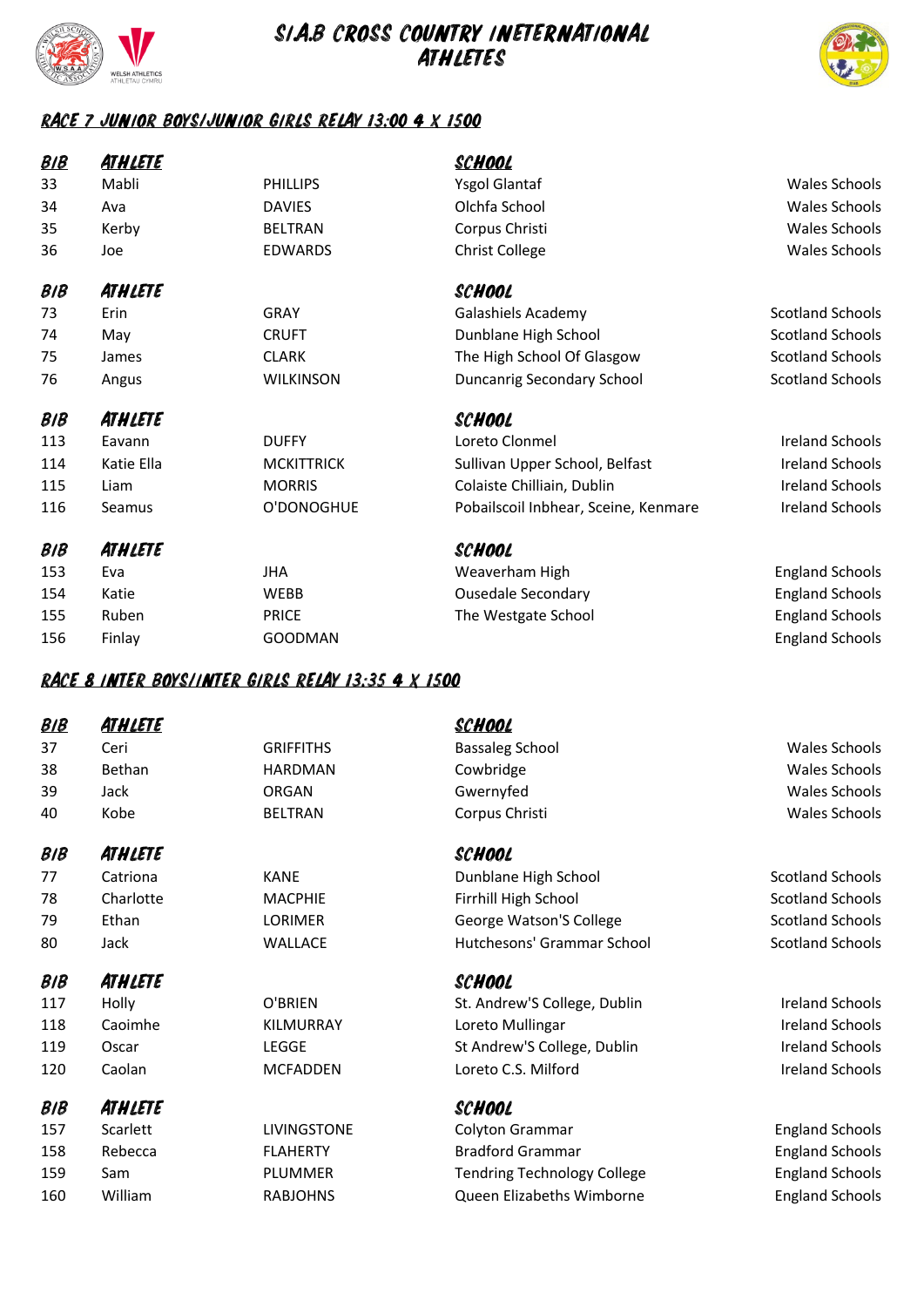# SIAB CROSS COUNTRY INETERNATIONAL ATHLETES

## RACE 7 JUNIOR BOYS/JUNIOR GIRLS RELAY 13:00 4 X 1500

| BIB | ATHLETE | | SCHOOL | |
|---|---|---|---|---|
| 33 | Mabli | PHILLIPS | Ysgol Glantaf | Wales Schools |
| 34 | Ava | DAVIES | Olchfa School | Wales Schools |
| 35 | Kerby | BELTRAN | Corpus Christi | Wales Schools |
| 36 | Joe | EDWARDS | Christ College | Wales Schools |

| BIB | ATHLETE | | SCHOOL | |
|---|---|---|---|---|
| 73 | Erin | GRAY | Galashiels Academy | Scotland Schools |
| 74 | May | CRUFT | Dunblane High School | Scotland Schools |
| 75 | James | CLARK | The High School Of Glasgow | Scotland Schools |
| 76 | Angus | WILKINSON | Duncanrig Secondary School | Scotland Schools |

| BIB | ATHLETE | | SCHOOL | |
|---|---|---|---|---|
| 113 | Eavann | DUFFY | Loreto Clonmel | Ireland Schools |
| 114 | Katie Ella | MCKITTRICK | Sullivan Upper School, Belfast | Ireland Schools |
| 115 | Liam | MORRIS | Colaiste Chilliain, Dublin | Ireland Schools |
| 116 | Seamus | O'DONOGHUE | Pobailscoil Inbhear, Sceine, Kenmare | Ireland Schools |

| BIB | ATHLETE | | SCHOOL | |
|---|---|---|---|---|
| 153 | Eva | JHA | Weaverham High | England Schools |
| 154 | Katie | WEBB | Ousedale Secondary | England Schools |
| 155 | Ruben | PRICE | The Westgate School | England Schools |
| 156 | Finlay | GOODMAN | | England Schools |

## RACE 8 INTER BOYS/INTER GIRLS RELAY 13:35 4 X 1500

| BIB | ATHLETE | | SCHOOL | |
|---|---|---|---|---|
| 37 | Ceri | GRIFFITHS | Bassaleg School | Wales Schools |
| 38 | Bethan | HARDMAN | Cowbridge | Wales Schools |
| 39 | Jack | ORGAN | Gwernyfed | Wales Schools |
| 40 | Kobe | BELTRAN | Corpus Christi | Wales Schools |

| BIB | ATHLETE | | SCHOOL | |
|---|---|---|---|---|
| 77 | Catriona | KANE | Dunblane High School | Scotland Schools |
| 78 | Charlotte | MACPHIE | Firrhill High School | Scotland Schools |
| 79 | Ethan | LORIMER | George Watson'S College | Scotland Schools |
| 80 | Jack | WALLACE | Hutchesons' Grammar School | Scotland Schools |

| BIB | ATHLETE | | SCHOOL | |
|---|---|---|---|---|
| 117 | Holly | O'BRIEN | St. Andrew'S College, Dublin | Ireland Schools |
| 118 | Caoimhe | KILMURRAY | Loreto Mullingar | Ireland Schools |
| 119 | Oscar | LEGGE | St Andrew'S College, Dublin | Ireland Schools |
| 120 | Caolan | MCFADDEN | Loreto C.S. Milford | Ireland Schools |

| BIB | ATHLETE | | SCHOOL | |
|---|---|---|---|---|
| 157 | Scarlett | LIVINGSTONE | Colyton Grammar | England Schools |
| 158 | Rebecca | FLAHERTY | Bradford Grammar | England Schools |
| 159 | Sam | PLUMMER | Tendring Technology College | England Schools |
| 160 | William | RABJOHNS | Queen Elizabeths Wimborne | England Schools |